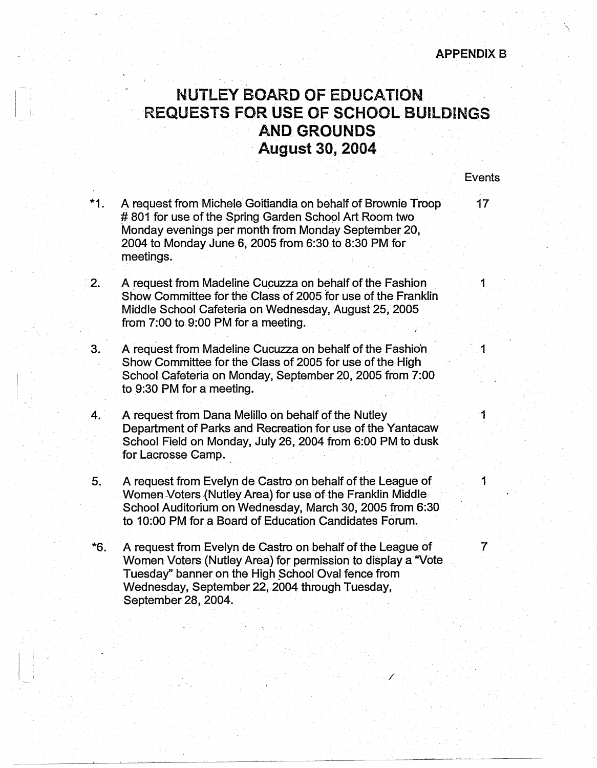APPENDIX B

# NUTLEY BOARD OF EDUCATION
# REQUESTS FOR USE OF SCHOOL BUILDINGS AND GROUNDS
## August 30, 2004

| | | Events |
|---|---|---|
| *1. | A request from Michele Goitiandia on behalf of Brownie Troop # 801 for use of the Spring Garden School Art Room two Monday evenings per month from Monday September 20, 2004 to Monday June 6, 2005 from 6:30 to 8:30 PM for meetings. | 17 |
| 2. | A request from Madeline Cucuzza on behalf of the Fashion Show Committee for the Class of 2005 for use of the Franklin Middle School Cafeteria on Wednesday, August 25, 2005 from 7:00 to 9:00 PM for a meeting. | 1 |
| 3. | A request from Madeline Cucuzza on behalf of the Fashion Show Committee for the Class of 2005 for use of the High School Cafeteria on Monday, September 20, 2005 from 7:00 to 9:30 PM for a meeting. | 1 |
| 4. | A request from Dana Melillo on behalf of the Nutley Department of Parks and Recreation for use of the Yantacaw School Field on Monday, July 26, 2004 from 6:00 PM to dusk for Lacrosse Camp. | 1 |
| 5. | A request from Evelyn de Castro on behalf of the League of Women Voters (Nutley Area) for use of the Franklin Middle School Auditorium on Wednesday, March 30, 2005 from 6:30 to 10:00 PM for a Board of Education Candidates Forum. | 1 |
| *6. | A request from Evelyn de Castro on behalf of the League of Women Voters (Nutley Area) for permission to display a "Vote Tuesday" banner on the High School Oval fence from Wednesday, September 22, 2004 through Tuesday, September 28, 2004. | 7 |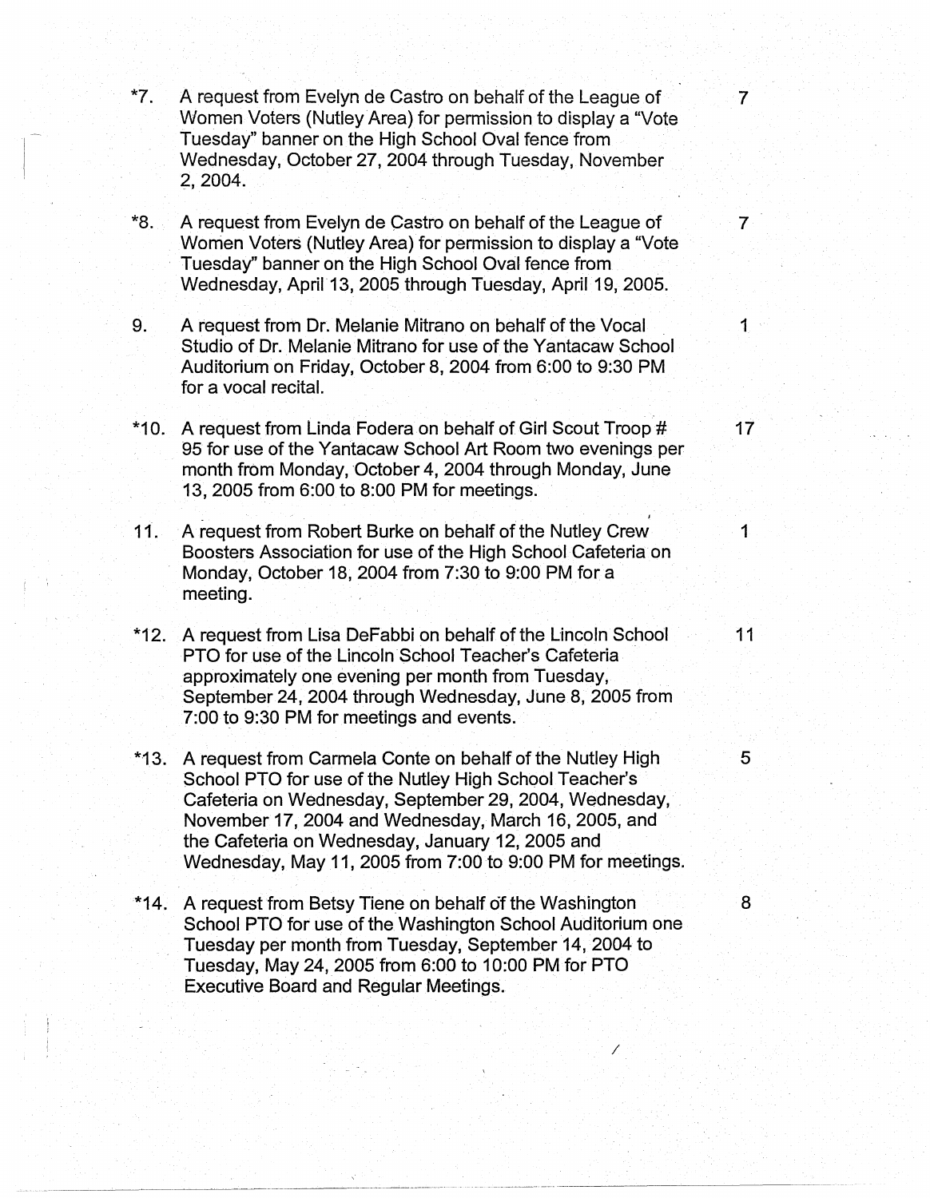*7. A request from Evelyn de Castro on behalf of the League of Women Voters (Nutley Area) for permission to display a "Vote Tuesday" banner on the High School Oval fence from Wednesday, October 27, 2004 through Tuesday, November 2, 2004. — 7

*8. A request from Evelyn de Castro on behalf of the League of Women Voters (Nutley Area) for permission to display a "Vote Tuesday" banner on the High School Oval fence from Wednesday, April 13, 2005 through Tuesday, April 19, 2005. — 7

9. A request from Dr. Melanie Mitrano on behalf of the Vocal Studio of Dr. Melanie Mitrano for use of the Yantacaw School Auditorium on Friday, October 8, 2004 from 6:00 to 9:30 PM for a vocal recital. — 1

*10. A request from Linda Fodera on behalf of Girl Scout Troop # 95 for use of the Yantacaw School Art Room two evenings per month from Monday, October 4, 2004 through Monday, June 13, 2005 from 6:00 to 8:00 PM for meetings. — 17

11. A request from Robert Burke on behalf of the Nutley Crew Boosters Association for use of the High School Cafeteria on Monday, October 18, 2004 from 7:30 to 9:00 PM for a meeting. — 1

*12. A request from Lisa DeFabbi on behalf of the Lincoln School PTO for use of the Lincoln School Teacher's Cafeteria approximately one evening per month from Tuesday, September 24, 2004 through Wednesday, June 8, 2005 from 7:00 to 9:30 PM for meetings and events. — 11

*13. A request from Carmela Conte on behalf of the Nutley High School PTO for use of the Nutley High School Teacher's Cafeteria on Wednesday, September 29, 2004, Wednesday, November 17, 2004 and Wednesday, March 16, 2005, and the Cafeteria on Wednesday, January 12, 2005 and Wednesday, May 11, 2005 from 7:00 to 9:00 PM for meetings. — 5

*14. A request from Betsy Tiene on behalf of the Washington School PTO for use of the Washington School Auditorium one Tuesday per month from Tuesday, September 14, 2004 to Tuesday, May 24, 2005 from 6:00 to 10:00 PM for PTO Executive Board and Regular Meetings. — 8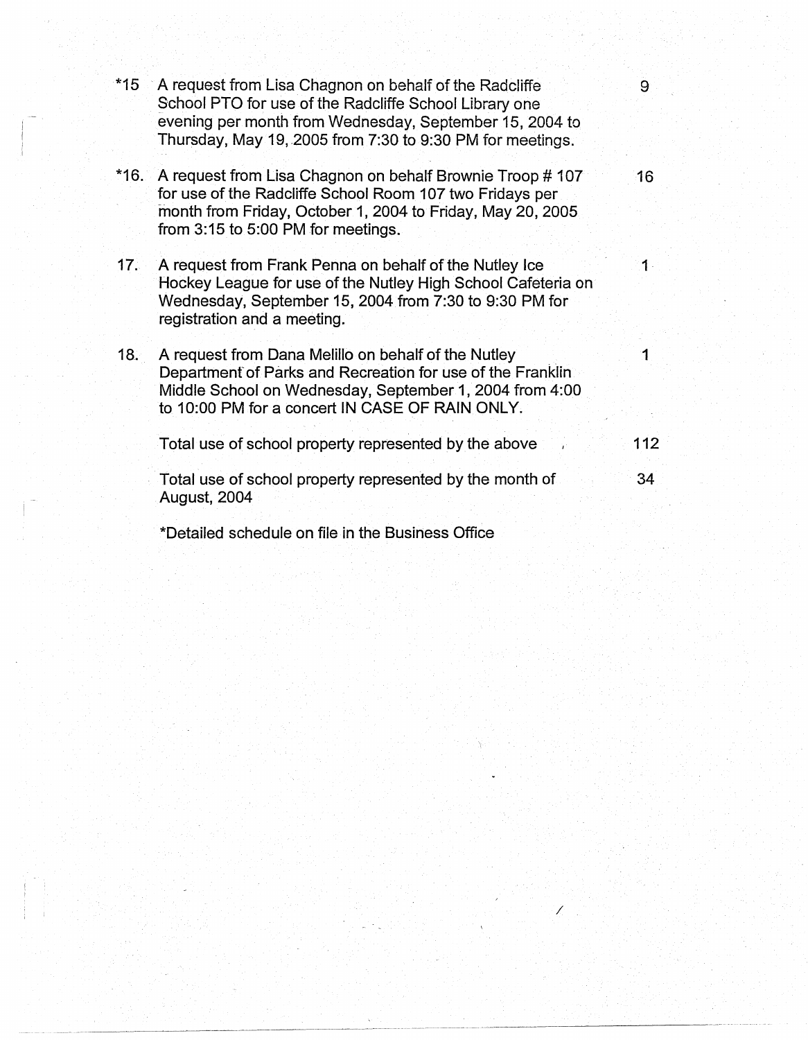| | | |
|---|---|---|
| *15 | A request from Lisa Chagnon on behalf of the Radcliffe School PTO for use of the Radcliffe School Library one evening per month from Wednesday, September 15, 2004 to Thursday, May 19, 2005 from 7:30 to 9:30 PM for meetings. | 9 |
| *16. | A request from Lisa Chagnon on behalf Brownie Troop # 107 for use of the Radcliffe School Room 107 two Fridays per month from Friday, October 1, 2004 to Friday, May 20, 2005 from 3:15 to 5:00 PM for meetings. | 16 |
| 17. | A request from Frank Penna on behalf of the Nutley Ice Hockey League for use of the Nutley High School Cafeteria on Wednesday, September 15, 2004 from 7:30 to 9:30 PM for registration and a meeting. | 1 |
| 18. | A request from Dana Melillo on behalf of the Nutley Department of Parks and Recreation for use of the Franklin Middle School on Wednesday, September 1, 2004 from 4:00 to 10:00 PM for a concert IN CASE OF RAIN ONLY. | 1 |
| | Total use of school property represented by the above | 112 |
| | Total use of school property represented by the month of August, 2004 | 34 |

*Detailed schedule on file in the Business Office